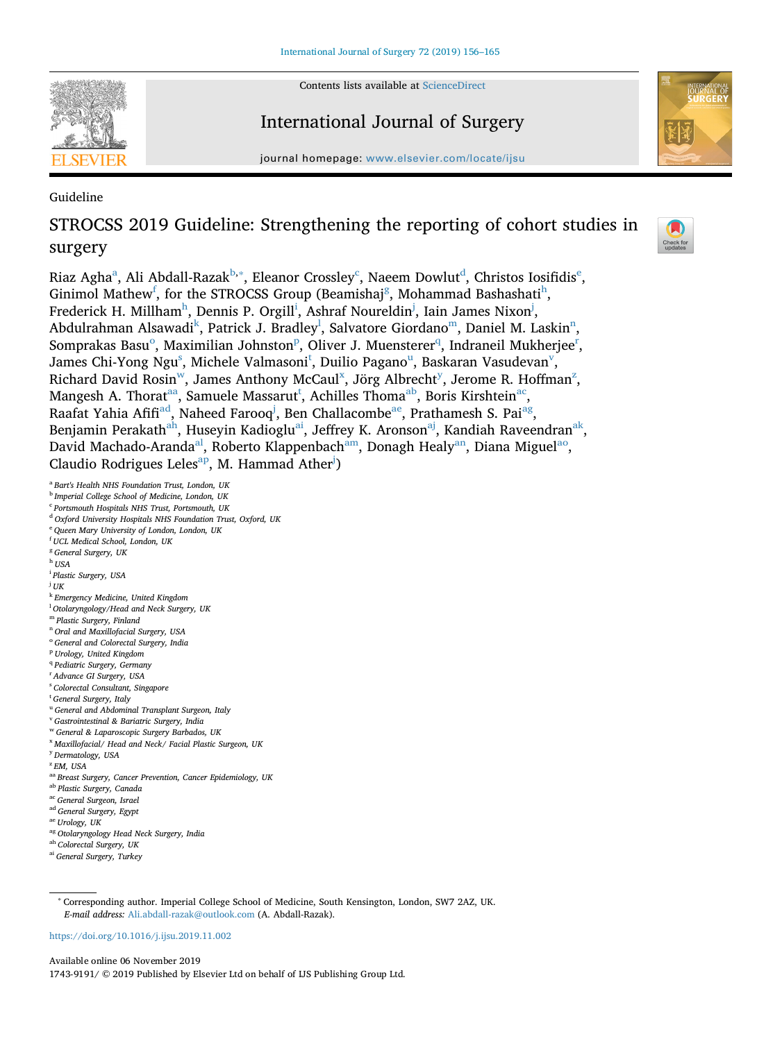Guideline

# STROCSS 2019 Guideline: Strengthening the reporting of cohort studies in surgery

Riaz Agha[a], Ali Abdall-Razak[b,*], Eleanor Crossley[c], Naeem Dowlut[d], Christos Iosifidis[e], Ginimol Mathew[f], for the STROCSS Group (Beamishaj[g], Mohammad Bashashati[h], Frederick H. Millham[h], Dennis P. Orgill[i], Ashraf Noureldin[j], Iain James Nixon[j], Abdulrahman Alsawadi[k], Patrick J. Bradley[l], Salvatore Giordano[m], Daniel M. Laskin[n], Somprakas Basu[o], Maximilian Johnston[p], Oliver J. Muensterer[q], Indraneil Mukherjee[r], James Chi-Yong Ngu[s], Michele Valmasoni[t], Duilio Pagano[u], Baskaran Vasudevan[v], Richard David Rosin[w], James Anthony McCaul[x], Jörg Albrecht[y], Jerome R. Hoffman[z], Mangesh A. Thorat[aa], Samuele Massarut[t], Achilles Thoma[ab], Boris Kirshtein[ac], Raafat Yahia Afifi[ad], Naheed Farooq[j], Ben Challacombe[ae], Prathamesh S. Pai[ag], Benjamin Perakath[ah], Huseyin Kadioglu[ai], Jeffrey K. Aronson[aj], Kandiah Raveendran[ak], David Machado-Aranda[al], Roberto Klappenbach[am], Donagh Healy[an], Diana Miguel[ao], Claudio Rodrigues Leles[ap], M. Hammad Ather[j])

[a] Bart's Health NHS Foundation Trust, London, UK
[b] Imperial College School of Medicine, London, UK
[c] Portsmouth Hospitals NHS Trust, Portsmouth, UK
[d] Oxford University Hospitals NHS Foundation Trust, Oxford, UK
[e] Queen Mary University of London, London, UK
[f] UCL Medical School, London, UK
[g] General Surgery, UK
[h] USA
[i] Plastic Surgery, USA
[j] UK
[k] Emergency Medicine, United Kingdom
[l] Otolaryngology/Head and Neck Surgery, UK
[m] Plastic Surgery, Finland
[n] Oral and Maxillofacial Surgery, USA
[o] General and Colorectal Surgery, India
[p] Urology, United Kingdom
[q] Pediatric Surgery, Germany
[r] Advance GI Surgery, USA
[s] Colorectal Consultant, Singapore
[t] General Surgery, Italy
[u] General and Abdominal Transplant Surgeon, Italy
[v] Gastrointestinal & Bariatric Surgery, India
[w] General & Laparoscopic Surgery Barbados, UK
[x] Maxillofacial/ Head and Neck/ Facial Plastic Surgeon, UK
[y] Dermatology, USA
[z] EM, USA
[aa] Breast Surgery, Cancer Prevention, Cancer Epidemiology, UK
[ab] Plastic Surgery, Canada
[ac] General Surgeon, Israel
[ad] General Surgery, Egypt
[ae] Urology, UK
[ag] Otolaryngology Head Neck Surgery, India
[ah] Colorectal Surgery, UK
[ai] General Surgery, Turkey

* Corresponding author. Imperial College School of Medicine, South Kensington, London, SW7 2AZ, UK.
*E-mail address:* Ali.abdall-razak@outlook.com (A. Abdall-Razak).

https://doi.org/10.1016/j.ijsu.2019.11.002

Available online 06 November 2019

1743-9191/ © 2019 Published by Elsevier Ltd on behalf of IJS Publishing Group Ltd.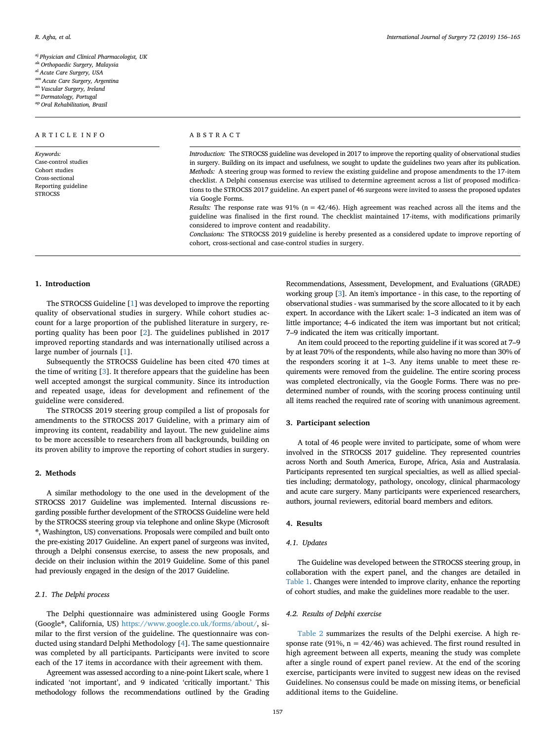[aj] Physician and Clinical Pharmacologist, UK
[ak] Orthopaedic Surgery, Malaysia
[al] Acute Care Surgery, USA
[am] Acute Care Surgery, Argentina
[an] Vascular Surgery, Ireland
[ao] Dermatology, Portugal
[ap] Oral Rehabilitation, Brazil

ARTICLE INFO

*Keywords:*
Case-control studies
Cohort studies
Cross-sectional
Reporting guideline
STROCSS

ABSTRACT

*Introduction:* The STROCSS guideline was developed in 2017 to improve the reporting quality of observational studies in surgery. Building on its impact and usefulness, we sought to update the guidelines two years after its publication.
*Methods:* A steering group was formed to review the existing guideline and propose amendments to the 17-item checklist. A Delphi consensus exercise was utilised to determine agreement across a list of proposed modifications to the STROCSS 2017 guideline. An expert panel of 46 surgeons were invited to assess the proposed updates via Google Forms.
*Results:* The response rate was 91% (n = 42/46). High agreement was reached across all the items and the guideline was finalised in the first round. The checklist maintained 17-items, with modifications primarily considered to improve content and readability.
*Conclusions:* The STROCSS 2019 guideline is hereby presented as a considered update to improve reporting of cohort, cross-sectional and case-control studies in surgery.

## 1. Introduction

The STROCSS Guideline [1] was developed to improve the reporting quality of observational studies in surgery. While cohort studies account for a large proportion of the published literature in surgery, reporting quality has been poor [2]. The guidelines published in 2017 improved reporting standards and was internationally utilised across a large number of journals [1].

Subsequently the STROCSS Guideline has been cited 470 times at the time of writing [3]. It therefore appears that the guideline has been well accepted amongst the surgical community. Since its introduction and repeated usage, ideas for development and refinement of the guideline were considered.

The STROCSS 2019 steering group compiled a list of proposals for amendments to the STROCSS 2017 Guideline, with a primary aim of improving its content, readability and layout. The new guideline aims to be more accessible to researchers from all backgrounds, building on its proven ability to improve the reporting of cohort studies in surgery.

## 2. Methods

A similar methodology to the one used in the development of the STROCSS 2017 Guideline was implemented. Internal discussions regarding possible further development of the STROCSS Guideline were held by the STROCSS steering group via telephone and online Skype (Microsoft ®, Washington, US) conversations. Proposals were compiled and built onto the pre-existing 2017 Guideline. An expert panel of surgeons was invited, through a Delphi consensus exercise, to assess the new proposals, and decide on their inclusion within the 2019 Guideline. Some of this panel had previously engaged in the design of the 2017 Guideline.

### 2.1. The Delphi process

The Delphi questionnaire was administered using Google Forms (Google®, California, US) https://www.google.co.uk/forms/about/, similar to the first version of the guideline. The questionnaire was conducted using standard Delphi Methodology [4]. The same questionnaire was completed by all participants. Participants were invited to score each of the 17 items in accordance with their agreement with them.

Agreement was assessed according to a nine-point Likert scale, where 1 indicated 'not important', and 9 indicated 'critically important.' This methodology follows the recommendations outlined by the Grading Recommendations, Assessment, Development, and Evaluations (GRADE) working group [3]. An item's importance - in this case, to the reporting of observational studies - was summarised by the score allocated to it by each expert. In accordance with the Likert scale: 1–3 indicated an item was of little importance; 4–6 indicated the item was important but not critical; 7–9 indicated the item was critically important.

An item could proceed to the reporting guideline if it was scored at 7–9 by at least 70% of the respondents, while also having no more than 30% of the responders scoring it at 1–3. Any items unable to meet these requirements were removed from the guideline. The entire scoring process was completed electronically, via the Google Forms. There was no predetermined number of rounds, with the scoring process continuing until all items reached the required rate of scoring with unanimous agreement.

## 3. Participant selection

A total of 46 people were invited to participate, some of whom were involved in the STROCSS 2017 guideline. They represented countries across North and South America, Europe, Africa, Asia and Australasia. Participants represented ten surgical specialties, as well as allied specialties including; dermatology, pathology, oncology, clinical pharmacology and acute care surgery. Many participants were experienced researchers, authors, journal reviewers, editorial board members and editors.

## 4. Results

### 4.1. Updates

The Guideline was developed between the STROCSS steering group, in collaboration with the expert panel, and the changes are detailed in Table 1. Changes were intended to improve clarity, enhance the reporting of cohort studies, and make the guidelines more readable to the user.

### 4.2. Results of Delphi exercise

Table 2 summarizes the results of the Delphi exercise. A high response rate (91%, n = 42/46) was achieved. The first round resulted in high agreement between all experts, meaning the study was complete after a single round of expert panel review. At the end of the scoring exercise, participants were invited to suggest new ideas on the revised Guidelines. No consensus could be made on missing items, or beneficial additional items to the Guideline.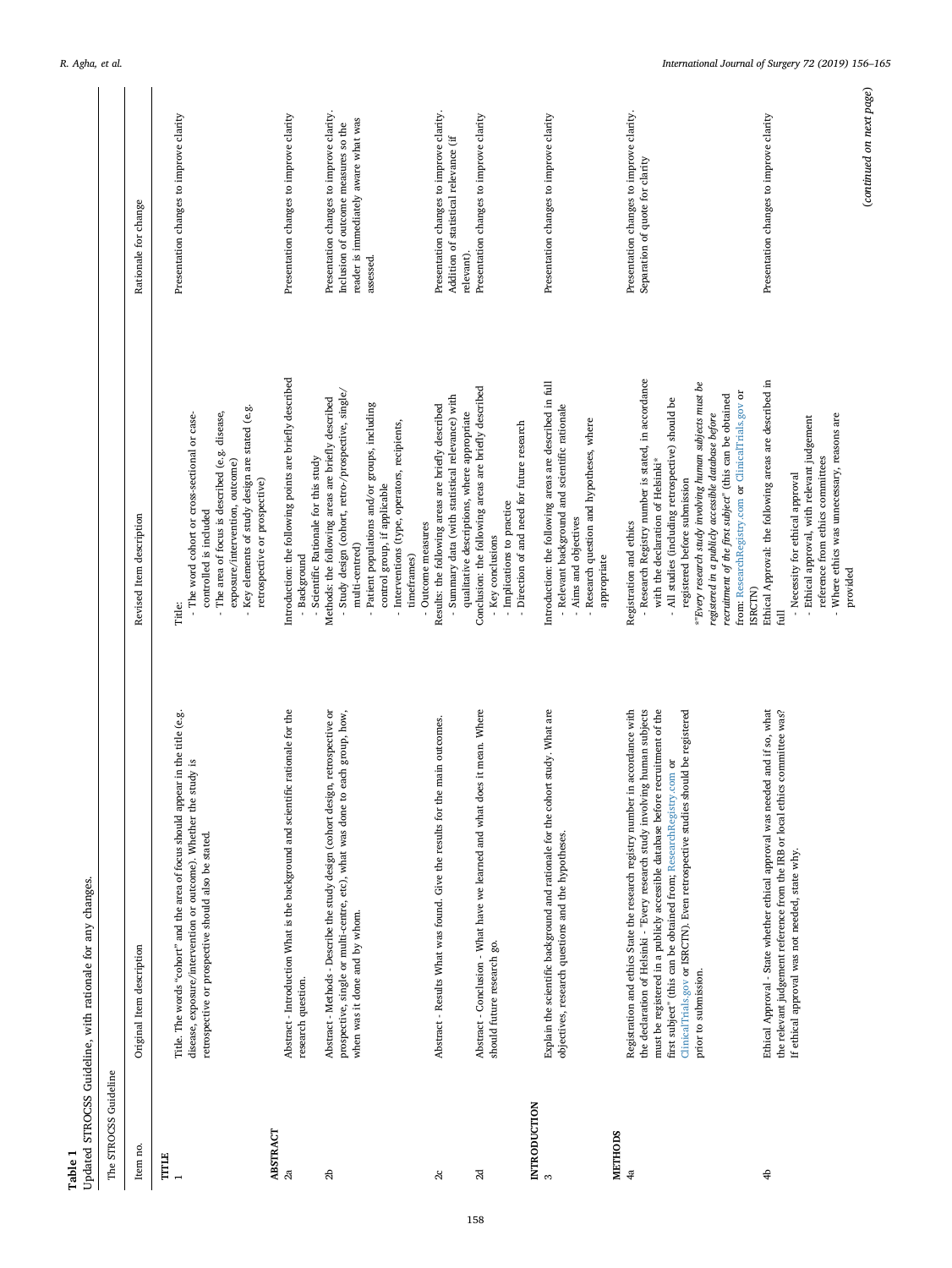**Table 1**
Updated STROCSS Guideline, with rationale for any changes.

| Item no. | Original Item description | Revised Item description | Rationale for change |
|---|---|---|---|
| **TITLE** | | | |
| 1 | Title. The words "cohort" and the area of focus should appear in the title (e.g. disease, exposure/intervention or outcome). Whether the study is retrospective or prospective should also be stated. | Title:<br>- The word cohort or cross-sectional or case-controlled is included<br>- The area of focus is described (e.g. disease, exposure/intervention, outcome)<br>- Key elements of study design are stated (e.g. retrospective or prospective) | Presentation changes to improve clarity |
| **ABSTRACT** | | | |
| 2a | Abstract - Introduction What is the background and scientific rationale for the research question. | Introduction: the following points are briefly described<br>- Background<br>- Scientific Rationale for this study | Presentation changes to improve clarity |
| 2b | Abstract - Methods - Describe the study design (cohort design, retrospective or prospective, single or multi-centre, etc), what was done to each group, how, when was it done and by whom. | Methods: the following areas are briefly described<br>- Study design (cohort, retro-/prospective, single/multi-centred)<br>- Patient populations and/or groups, including control group, if applicable<br>- Interventions (type, operators, recipients, timeframes)<br>- Outcome measures | Presentation changes to improve clarity. Inclusion of outcome measures so the reader is immediately aware what was assessed. |
| 2c | Abstract - Results What was found. Give the results for the main outcomes. | Results: the following areas are briefly described<br>- Summary data (with statistical relevance) with qualitative descriptions, where appropriate | Presentation changes to improve clarity. Addition of statistical relevance (if relevant). |
| 2d | Abstract - Conclusion - What have we learned and what does it mean. Where should future research go. | Conclusion: the following areas are briefly described<br>- Key conclusions<br>- Implications to practice<br>- Direction of and need for future research | Presentation changes to improve clarity |
| **INTRODUCTION** | | | |
| 3 | Explain the scientific background and rationale for the cohort study. What are objectives, research questions and the hypotheses. | Introduction: the following areas are described in full<br>- Relevant background and scientific rationale<br>- Aims and objectives<br>- Research question and hypotheses, where appropriate | Presentation changes to improve clarity |
| **METHODS** | | | |
| 4a | Registration and ethics State the research registry number in accordance with the declaration of Helsinki - "Every research study involving human subjects must be registered in a publicly accessible database before recruitment of the first subject" (this can be obtained from; ResearchRegistry.com or ClinicalTrials.gov or ISRCTN). Even retrospective studies should be registered prior to submission. | Registration and ethics<br>- Research Registry number is stated, in accordance with the declaration of Helsinki*<br>- All studies (including retrospective) should be registered before submission<br>**Every research study involving human subjects must be registered in a publicly accessible database before recruitment of the first subject* (this can be obtained from: ResearchRegistry.com or ClinicalTrials.gov or ISRCTN) | Presentation changes to improve clarity. Separation of quote for clarity |
| 4b | Ethical Approval - State whether ethical approval was needed and if so, what the relevant judgement reference from the IRB or local ethics committee was? If ethical approval was not needed, state why. | Ethical Approval: the following areas are described in full<br>- Necessity for ethical approval<br>- Ethical approval, with relevant judgement reference from ethics committees<br>- Where ethics was unnecessary, reasons are provided | Presentation changes to improve clarity |

(*continued on next page*)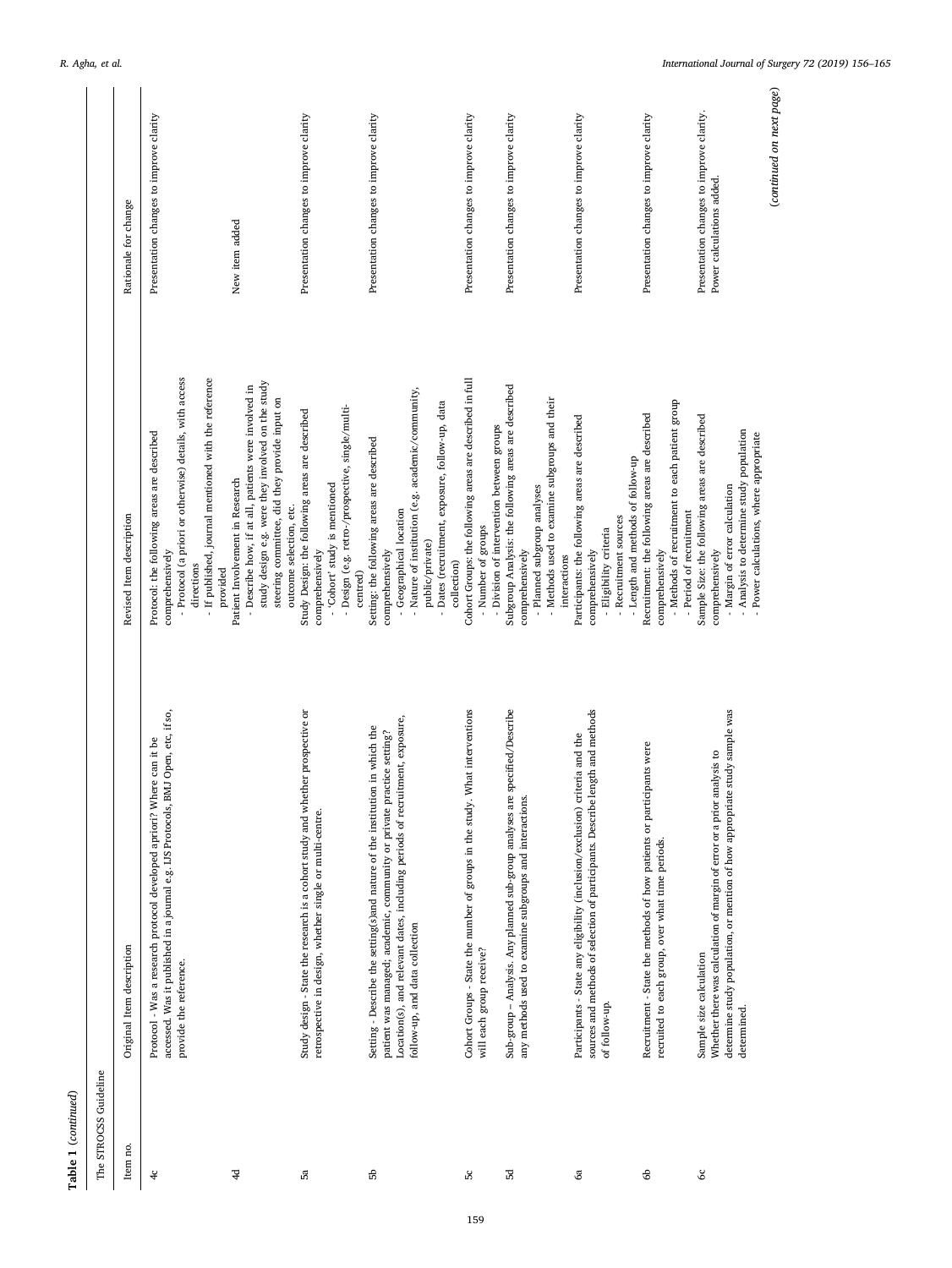**Table 1** (*continued*)

| The STROCSS Guideline | | | |
|---|---|---|---|
| Item no. | Original Item description | Revised Item description | Rationale for change |
| 4c | Protocol - Was a research protocol developed apriori? Where can it be accessed. Was it published in a journal e.g. IJS Protocols, BMJ Open, etc, if so, provide the reference. | Protocol: the following areas are described comprehensively<br>- Protocol (a priori or otherwise) details, with access directions<br>- If published, journal mentioned with the reference provided | Presentation changes to improve clarity |
| 4d | | Patient Involvement in Research<br>- Describe how, if at all, patients were involved in study design e.g. were they involved on the study steering committee, did they provide input on outcome selection, etc. | New item added |
| 5a | Study design - State the research is a cohort study and whether prospective or retrospective in design, whether single or multi-centre. | Study Design: the following areas are described comprehensively<br>- 'Cohort' study is mentioned<br>- Design (e.g. retro-/prospective, single/multi-centred) | Presentation changes to improve clarity |
| 5b | Setting - Describe the setting(s)and nature of the institution in which the patient was managed; academic, community or private practice setting? Location(s), and relevant dates, including periods of recruitment, exposure, follow-up, and data collection | Setting: the following areas are described comprehensively<br>- Geographical location<br>- Nature of institution (e.g. academic/community, public/private)<br>- Dates (recruitment, exposure, follow-up, data collection) | Presentation changes to improve clarity |
| 5c | Cohort Groups - State the number of groups in the study. What interventions will each group receive? | Cohort Groups: the following areas are described in full<br>- Number of groups<br>- Division of intervention between groups | Presentation changes to improve clarity |
| 5d | Sub-group – Analysis. Any planned sub-group analyses are specified/Describe any methods used to examine subgroups and interactions. | Subgroup Analysis: the following areas are described comprehensively<br>- Planned subgroup analyses<br>- Methods used to examine subgroups and their interactions | Presentation changes to improve clarity |
| 6a | Participants - State any eligibility (inclusion/exclusion) criteria and the sources and methods of selection of participants. Describe length and methods of follow-up. | Participants: the following areas are described comprehensively<br>- Eligibility criteria<br>- Recruitment sources<br>- Length and methods of follow-up | Presentation changes to improve clarity |
| 6b | Recruitment - State the methods of how patients or participants were recruited to each group, over what time periods. | Recruitment: the following areas are described comprehensively<br>- Methods of recruitment to each patient group<br>- Period of recruitment | Presentation changes to improve clarity |
| 6c | Sample size calculation<br>Whether there was calculation of margin of error or a prior analysis to determine study population, or mention of how appropriate study sample was determined. | Sample Size: the following areas are described comprehensively<br>- Margin of error calculation<br>- Analysis to determine study population<br>- Power calculations, where appropriate | Presentation changes to improve clarity. Power calculations added. |

(*continued on next page*)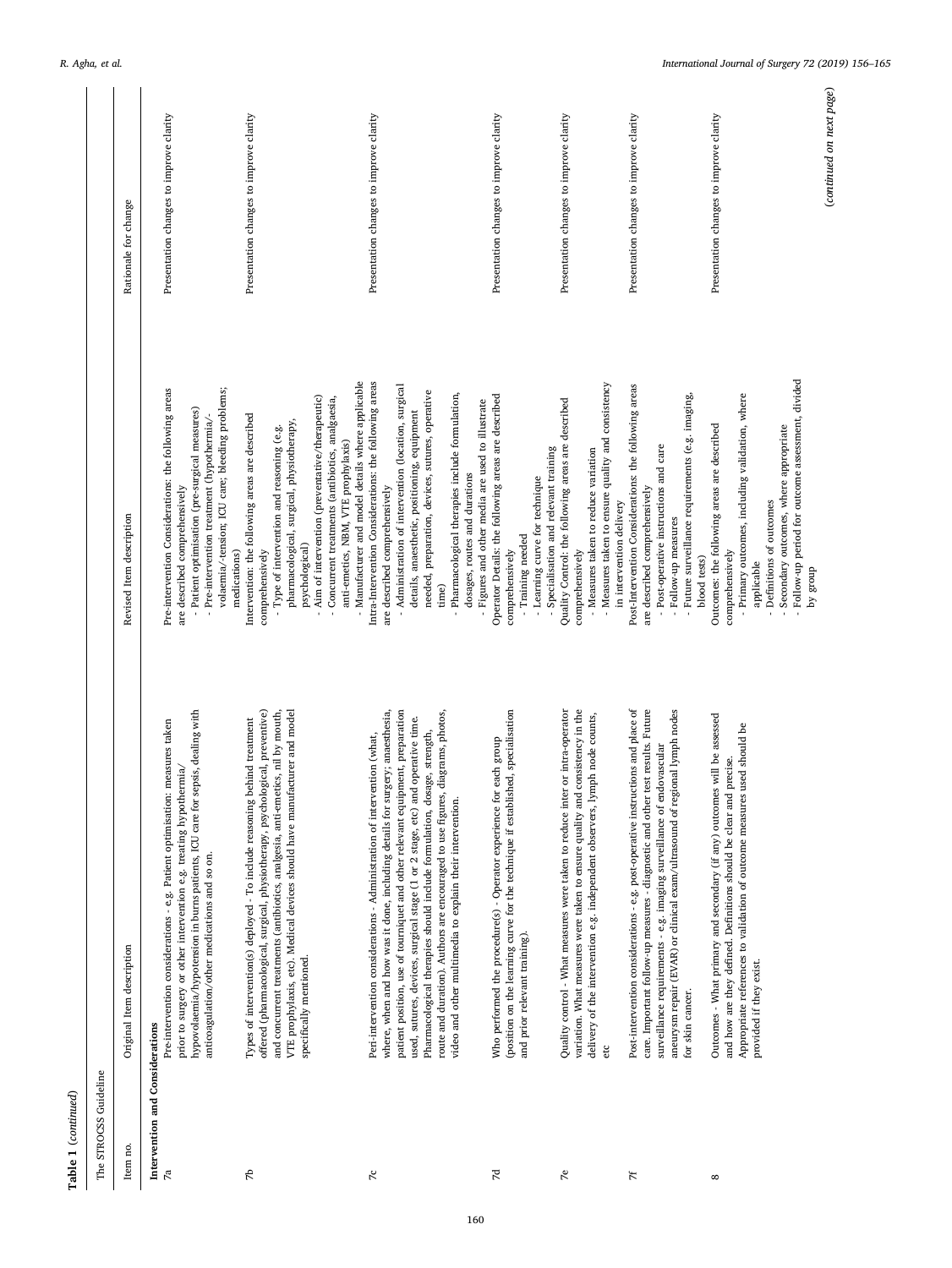**Table 1** (*continued*)

| The STROCSS Guideline | | | |
|---|---|---|---|
| Item no. | Original Item description | Revised Item description | Rationale for change |
| **Intervention and Considerations** | | | |
| 7a | Pre-intervention considerations - e.g. Patient optimisation: measures taken prior to surgery or other intervention e.g. treating hypothermia/ hypovolaemia/hypotension in burns patients, ICU care for sepsis, dealing with anticoagulation/other medications and so on. | Pre-intervention Considerations: the following areas are described comprehensively<br>- Patient optimisation (pre-surgical measures)<br>- Pre-intervention treatment (hypothermia/-volaemia/-tension; ICU care; bleeding problems; medications) | Presentation changes to improve clarity |
| 7b | Types of intervention(s) deployed - To include reasoning behind treatment offered (pharmacological, surgical, physiotherapy, psychological, preventive) and concurrent treatments (antibiotics, analgesia, anti-emetics, nil by mouth, VTE prophylaxis, etc). Medical devices should have manufacturer and model specifically mentioned. | Intervention: the following areas are described comprehensively<br>- Type of intervention and reasoning (e.g. pharmacological, surgical, physiotherapy, psychological)<br>- Aim of intervention (preventative/therapeutic)<br>- Concurrent treatments (antibiotics, analgaesia, anti-emetics, NBM, VTE prophylaxis)<br>- Manufacturer and model details where applicable | Presentation changes to improve clarity |
| 7c | Peri-intervention considerations - Administration of intervention (what, where, when and how was it done, including details for surgery; anaesthesia, patient position, use of tourniquet and other relevant equipment, preparation used, sutures, devices, surgical stage (1 or 2 stage, etc) and operative time. Pharmacological therapies should include formulation, dosage, strength, route and duration). Authors are encouraged to use figures, diagrams, photos, video and other multimedia to explain their intervention. | Intra-Intervention Considerations: the following areas are described comprehensively<br>- Administration of intervention (location, surgical details, anaesthetic, positioning, equipment needed, preparation, devices, sutures, operative time)<br>- Pharmacological therapies include formulation, dosages, routes and durations<br>- Figures and other media are used to illustrate | Presentation changes to improve clarity |
| 7d | Who performed the procedure(s) - Operator experience for each group (position on the learning curve for the technique if established, specialisation and prior relevant training). | Operator Details: the following areas are described comprehensively<br>- Training needed<br>- Learning curve for technique<br>- Specialisation and relevant training | Presentation changes to improve clarity |
| 7e | Quality control - What measures were taken to reduce inter or intra-operator variation. What measures were taken to ensure quality and consistency in the delivery of the intervention e.g. independent observers, lymph node counts, etc | Quality Control: the following areas are described comprehensively<br>- Measures taken to reduce variation<br>- Measures taken to ensure quality and consistency in intervention delivery | Presentation changes to improve clarity |
| 7f | Post-intervention considerations - e.g. post-operative instructions and place of care. Important follow-up measures - diagnostic and other test results. Future surveillance requirements - e.g. imaging surveillance of endovascular aneurysm repair (EVAR) or clinical exam/ultrasound of regional lymph nodes for skin cancer. | Post-Intervention Considerations: the following areas are described comprehensively<br>- Post-operative instructions and care<br>- Follow-up measures<br>- Future surveillance requirements (e.g. imaging, blood tests) | Presentation changes to improve clarity |
| 8 | Outcomes - What primary and secondary (if any) outcomes will be assessed and how are they defined. Definitions should be clear and precise. Appropriate references to validation of outcome measures used should be provided if they exist. | Outcomes: the following areas are described comprehensively<br>- Primary outcomes, including validation, where applicable<br>- Definitions of outcomes<br>- Secondary outcomes, where appropriate<br>- Follow-up period for outcome assessment, divided by group | Presentation changes to improve clarity |

(*continued on next page*)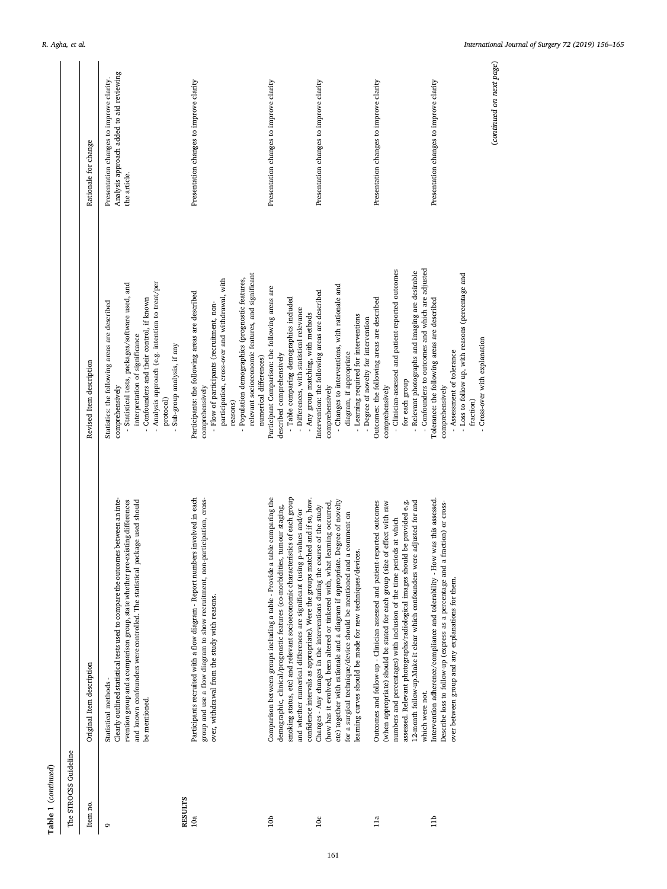**Table 1** (*continued*)

| The STROCSS Guideline | | | |
|---|---|---|---|
| Item no. | Original Item description | Revised Item description | Rationale for change |
| 9 | Statistical methods - Clearly outlined statistical tests used to compare the outcomes between an intervention group and a comparison group, state whether pre-existing differences and known confounders were controlled. The statistical package used should be mentioned. | Statistics: the following areas are described comprehensively<br>- Statistical tests, packages/software used, and interpretation of significance<br>- Confounders and their control, if known<br>- Analysis approach (e.g. intention to treat/per protocol)<br>- Sub-group analysis, if any | Presentation changes to improve clarity. Analysis approach added to aid reviewing the article. |
| **RESULTS** | | | |
| 10a | Participants recruited with a flow diagram - Report numbers involved in each group and use a flow diagram to show recruitment, non-participation, cross-over, withdrawal from the study with reasons. | Participants: the following areas are described comprehensively<br>- Flow of participants (recruitment, non-participation, cross-over and withdrawal, with reasons)<br>- Population demographics (prognostic features, relevant socioeconomic features, and significant numerical differences) | Presentation changes to improve clarity |
| 10b | Comparison between groups including a table - Provide a table comparing the demographic, clinical/prognostic features (co-morbidities, tumour staging, smoking status, etc) and relevant socioeconomic characteristics of each group and whether numerical differences are significant (using p-values and/or confidence intervals as appropriate). Were the groups matched and if so, how. | Participant Comparison: the following areas are described comprehensively<br>- Table comparing demographics included<br>- Differences, with statistical relevance<br>- Any group matching, with methods | Presentation changes to improve clarity |
| 10c | Changes - Any changes in the interventions during the course of the study (how has it evolved, been altered or tinkered with, what learning occurred, etc) together with rationale and a diagram if appropriate. Degree of novelty for a surgical technique/device should be mentioned and a comment on learning curves should be made for new techniques/devices. | Intervention: the following areas are described comprehensively<br>- Changes to interventions, with rationale and diagram, if appropriate<br>- Learning required for interventions<br>- Degree of novelty for intervention | Presentation changes to improve clarity |
| 11a | Outcomes and follow-up - Clinician assessed and patient-reported outcomes (when appropriate) should be stated for each group (size of effect with raw numbers and percentages) with inclusion of the time periods at which assessed. Relevant photographs/radiological images should be provided e.g. 12-month follow-up.Make it clear which confounders were adjusted for and which were not. | Outcomes: the following areas are described comprehensively<br>- Clinician-assessed and patient-reported outcomes for each group<br>- Relevant photographs and imaging are desirable<br>- Confounders to outcomes and which are adjusted | Presentation changes to improve clarity |
| 11b | Intervention adherence/compliance and tolerability - How was this assessed. Describe loss to follow-up (express as a percentage and a fraction) or cross-over between group and any explanations for them. | Tolerance: the following areas are described comprehensively<br>- Assessment of tolerance<br>- Loss to follow up, with reasons (percentage and fraction)<br>- Cross-over with explanation | Presentation changes to improve clarity |

(*continued on next page*)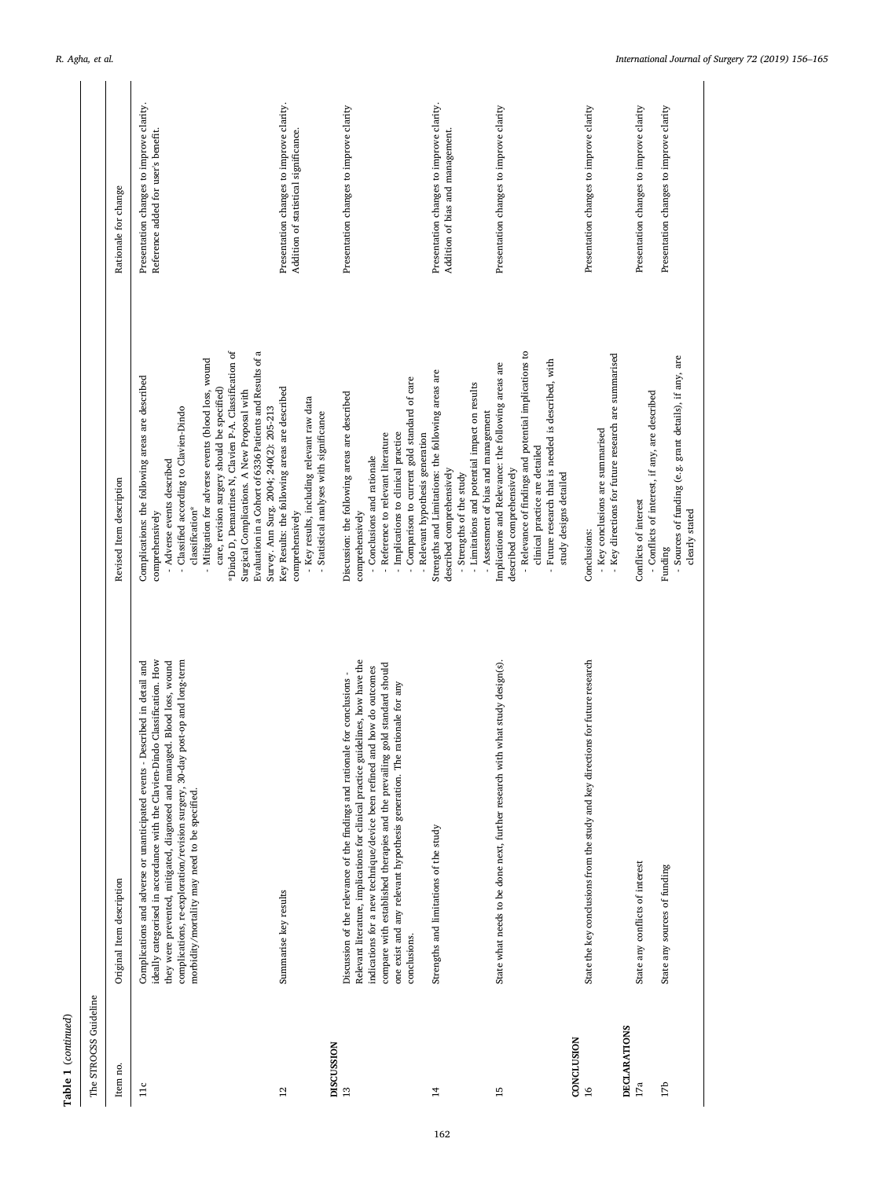**Table 1** (*continued*)

| The STROCSS Guideline | | | |
|---|---|---|---|
| Item no. | Original Item description | Revised Item description | Rationale for change |
| 11c | Complications and adverse or unanticipated events - Described in detail and ideally categorised in accordance with the Clavien-Dindo Classification. How they were prevented, mitigated, diagnosed and managed. Blood loss, wound complications, re-exploration/revision surgery, 30-day post-op and long-term morbidity/mortality may need to be specified. | Complications: the following areas are described comprehensively<br>- Adverse events described<br>- Classified according to Clavien-Dindo classification*<br>- Mitigation for adverse events (blood loss, wound care, revision surgery should be specified)<br>*Dindo D, Demartines N, Clavien P-A. Classification of Surgical Complications. A New Proposal with Evaluation in a Cohort of 6336 Patients and Results of a Survey. Ann Surg. 2004; 240(2): 205-213 | Presentation changes to improve clarity. Reference added for user's benefit. |
| 12 | Summarise key results | Key Results: the following areas are described comprehensively<br>- Key results, including relevant raw data<br>- Statistical analyses with significance | Presentation changes to improve clarity. Addition of statistical significance. |
| **DISCUSSION** | | | |
| 13 | Discussion of the relevance of the findings and rationale for conclusions - Relevant literature, implications for clinical practice guidelines, how have the indications for a new technique/device been refined and how do outcomes compare with established therapies and the prevailing gold standard should one exist and any relevant hypothesis generation. The rationale for any conclusions. | Discussion: the following areas are described comprehensively<br>- Conclusions and rationale<br>- Reference to relevant literature<br>- Implications to clinical practice<br>- Comparison to current gold standard of care<br>- Relevant hypothesis generation | Presentation changes to improve clarity |
| 14 | Strengths and limitations of the study | Strengths and Limitations: the following areas are described comprehensively<br>- Strengths of the study<br>- Limitations and potential impact on results<br>- Assessment of bias and management | Presentation changes to improve clarity. Addition of bias and management. |
| 15 | State what needs to be done next, further research with what study design(s). | Implications and Relevance: the following areas are described comprehensively<br>- Relevance of findings and potential implications to clinical practice are detailed<br>- Future research that is needed is described, with study designs detailed | Presentation changes to improve clarity |
| **CONCLUSION** | | | |
| 16 | State the key conclusions from the study and key directions for future research | Conclusions:<br>- Key conclusions are summarised<br>- Key directions for future research are summarised | Presentation changes to improve clarity |
| **DECLARATIONS** | | | |
| 17a | State any conflicts of interest | Conflicts of interest<br>- Conflicts of interest, if any, are described | Presentation changes to improve clarity |
| 17b | State any sources of funding | Funding<br>- Sources of funding (e.g. grant details), if any, are clearly stated | Presentation changes to improve clarity |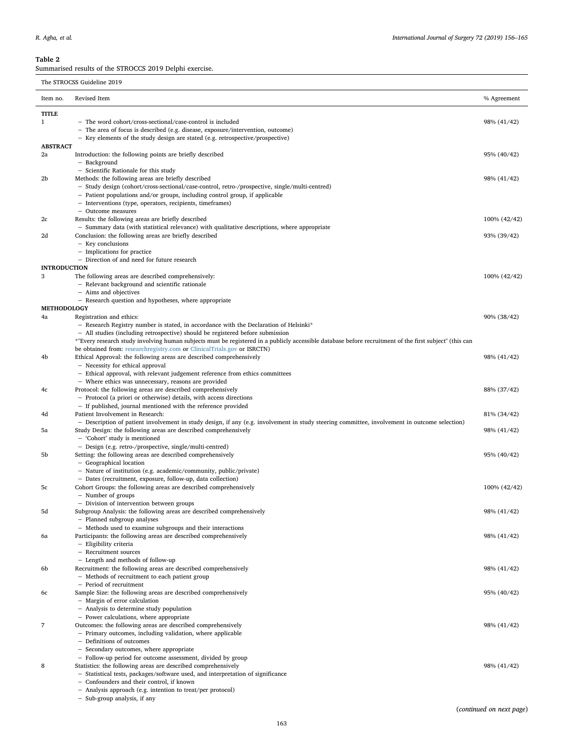**Table 2**
Summarised results of the STROCCS 2019 Delphi exercise.

| The STROCSS Guideline 2019 | | |
|---|---|---|
| **Item no.** | **Revised Item** | **% Agreement** |
| **TITLE** | | |
| 1 | – The word cohort/cross-sectional/case-control is included<br>– The area of focus is described (e.g. disease, exposure/intervention, outcome)<br>– Key elements of the study design are stated (e.g. retrospective/prospective) | 98% (41/42) |
| **ABSTRACT** | | |
| 2a | Introduction: the following points are briefly described<br>– Background<br>– Scientific Rationale for this study | 95% (40/42) |
| 2b | Methods: the following areas are briefly described<br>– Study design (cohort/cross-sectional/case-control, retro-/prospective, single/multi-centred)<br>– Patient populations and/or groups, including control group, if applicable<br>– Interventions (type, operators, recipients, timeframes)<br>– Outcome measures | 98% (41/42) |
| 2c | Results: the following areas are briefly described<br>– Summary data (with statistical relevance) with qualitative descriptions, where appropriate | 100% (42/42) |
| 2d | Conclusion: the following areas are briefly described<br>– Key conclusions<br>– Implications for practice<br>– Direction of and need for future research | 93% (39/42) |
| **INTRODUCTION** | | |
| 3 | The following areas are described comprehensively:<br>– Relevant background and scientific rationale<br>– Aims and objectives<br>– Research question and hypotheses, where appropriate | 100% (42/42) |
| **METHODOLOGY** | | |
| 4a | Registration and ethics:<br>– Research Registry number is stated, in accordance with the Declaration of Helsinki*<br>– All studies (including retrospective) should be registered before submission<br>*"Every research study involving human subjects must be registered in a publicly accessible database before recruitment of the first subject" (this can be obtained from: researchregistry.com or ClinicalTrials.gov or ISRCTN) | 90% (38/42) |
| 4b | Ethical Approval: the following areas are described comprehensively<br>– Necessity for ethical approval<br>– Ethical approval, with relevant judgement reference from ethics committees<br>– Where ethics was unnecessary, reasons are provided | 98% (41/42) |
| 4c | Protocol: the following areas are described comprehensively<br>– Protocol (a priori or otherwise) details, with access directions<br>– If published, journal mentioned with the reference provided | 88% (37/42) |
| 4d | Patient Involvement in Research:<br>– Description of patient involvement in study design, if any (e.g. involvement in study steering committee, involvement in outcome selection) | 81% (34/42) |
| 5a | Study Design: the following areas are described comprehensively<br>– 'Cohort' study is mentioned<br>– Design (e.g. retro-/prospective, single/multi-centred) | 98% (41/42) |
| 5b | Setting: the following areas are described comprehensively<br>– Geographical location<br>– Nature of institution (e.g. academic/community, public/private)<br>– Dates (recruitment, exposure, follow-up, data collection) | 95% (40/42) |
| 5c | Cohort Groups: the following areas are described comprehensively<br>– Number of groups<br>– Division of intervention between groups | 100% (42/42) |
| 5d | Subgroup Analysis: the following areas are described comprehensively<br>– Planned subgroup analyses<br>– Methods used to examine subgroups and their interactions | 98% (41/42) |
| 6a | Participants: the following areas are described comprehensively<br>– Eligibility criteria<br>– Recruitment sources<br>– Length and methods of follow-up | 98% (41/42) |
| 6b | Recruitment: the following areas are described comprehensively<br>– Methods of recruitment to each patient group<br>– Period of recruitment | 98% (41/42) |
| 6c | Sample Size: the following areas are described comprehensively<br>– Margin of error calculation<br>– Analysis to determine study population<br>– Power calculations, where appropriate | 95% (40/42) |
| 7 | Outcomes: the following areas are described comprehensively<br>– Primary outcomes, including validation, where applicable<br>– Definitions of outcomes<br>– Secondary outcomes, where appropriate<br>– Follow-up period for outcome assessment, divided by group | 98% (41/42) |
| 8 | Statistics: the following areas are described comprehensively<br>– Statistical tests, packages/software used, and interpretation of significance<br>– Confounders and their control, if known<br>– Analysis approach (e.g. intention to treat/per protocol)<br>– Sub-group analysis, if any | 98% (41/42) |

(*continued on next page*)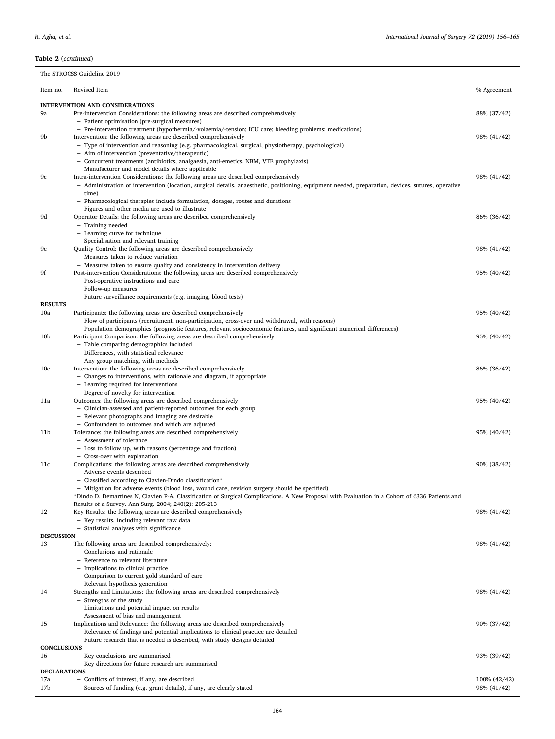**Table 2** (*continued*)

| The STROCSS Guideline 2019 | | |
|---|---|---|
| Item no. | Revised Item | % Agreement |
| **INTERVENTION AND CONSIDERATIONS** | | |
| 9a | Pre-intervention Considerations: the following areas are described comprehensively<br>– Patient optimisation (pre-surgical measures)<br>– Pre-intervention treatment (hypothermia/-volaemia/-tension; ICU care; bleeding problems; medications) | 88% (37/42) |
| 9b | Intervention: the following areas are described comprehensively<br>– Type of intervention and reasoning (e.g. pharmacological, surgical, physiotherapy, psychological)<br>– Aim of intervention (preventative/therapeutic)<br>– Concurrent treatments (antibiotics, analgaesia, anti-emetics, NBM, VTE prophylaxis)<br>– Manufacturer and model details where applicable | 98% (41/42) |
| 9c | Intra-intervention Considerations: the following areas are described comprehensively<br>– Administration of intervention (location, surgical details, anaesthetic, positioning, equipment needed, preparation, devices, sutures, operative time)<br>– Pharmacological therapies include formulation, dosages, routes and durations<br>– Figures and other media are used to illustrate | 98% (41/42) |
| 9d | Operator Details: the following areas are described comprehensively<br>– Training needed<br>– Learning curve for technique<br>– Specialisation and relevant training | 86% (36/42) |
| 9e | Quality Control: the following areas are described comprehensively<br>– Measures taken to reduce variation<br>– Measures taken to ensure quality and consistency in intervention delivery | 98% (41/42) |
| 9f | Post-intervention Considerations: the following areas are described comprehensively<br>– Post-operative instructions and care<br>– Follow-up measures<br>– Future surveillance requirements (e.g. imaging, blood tests) | 95% (40/42) |
| **RESULTS** | | |
| 10a | Participants: the following areas are described comprehensively<br>– Flow of participants (recruitment, non-participation, cross-over and withdrawal, with reasons)<br>– Population demographics (prognostic features, relevant socioeconomic features, and significant numerical differences) | 95% (40/42) |
| 10b | Participant Comparison: the following areas are described comprehensively<br>– Table comparing demographics included<br>– Differences, with statistical relevance<br>– Any group matching, with methods | 95% (40/42) |
| 10c | Intervention: the following areas are described comprehensively<br>– Changes to interventions, with rationale and diagram, if appropriate<br>– Learning required for interventions<br>– Degree of novelty for intervention | 86% (36/42) |
| 11a | Outcomes: the following areas are described comprehensively<br>– Clinician-assessed and patient-reported outcomes for each group<br>– Relevant photographs and imaging are desirable<br>– Confounders to outcomes and which are adjusted | 95% (40/42) |
| 11b | Tolerance: the following areas are described comprehensively<br>– Assessment of tolerance<br>– Loss to follow up, with reasons (percentage and fraction)<br>– Cross-over with explanation | 95% (40/42) |
| 11c | Complications: the following areas are described comprehensively<br>– Adverse events described<br>– Classified according to Clavien-Dindo classification*<br>– Mitigation for adverse events (blood loss, wound care, revision surgery should be specified)<br>*Dindo D, Demartines N, Clavien P-A. Classification of Surgical Complications. A New Proposal with Evaluation in a Cohort of 6336 Patients and Results of a Survey. Ann Surg. 2004; 240(2): 205-213 | 90% (38/42) |
| 12 | Key Results: the following areas are described comprehensively<br>– Key results, including relevant raw data<br>– Statistical analyses with significance | 98% (41/42) |
| **DISCUSSION** | | |
| 13 | The following areas are described comprehensively:<br>– Conclusions and rationale<br>– Reference to relevant literature<br>– Implications to clinical practice<br>– Comparison to current gold standard of care<br>– Relevant hypothesis generation | 98% (41/42) |
| 14 | Strengths and Limitations: the following areas are described comprehensively<br>– Strengths of the study<br>– Limitations and potential impact on results<br>– Assessment of bias and management | 98% (41/42) |
| 15 | Implications and Relevance: the following areas are described comprehensively<br>– Relevance of findings and potential implications to clinical practice are detailed<br>– Future research that is needed is described, with study designs detailed | 90% (37/42) |
| **CONCLUSIONS** | | |
| 16 | – Key conclusions are summarised<br>– Key directions for future research are summarised | 93% (39/42) |
| **DECLARATIONS** | | |
| 17a | – Conflicts of interest, if any, are described | 100% (42/42) |
| 17b | – Sources of funding (e.g. grant details), if any, are clearly stated | 98% (41/42) |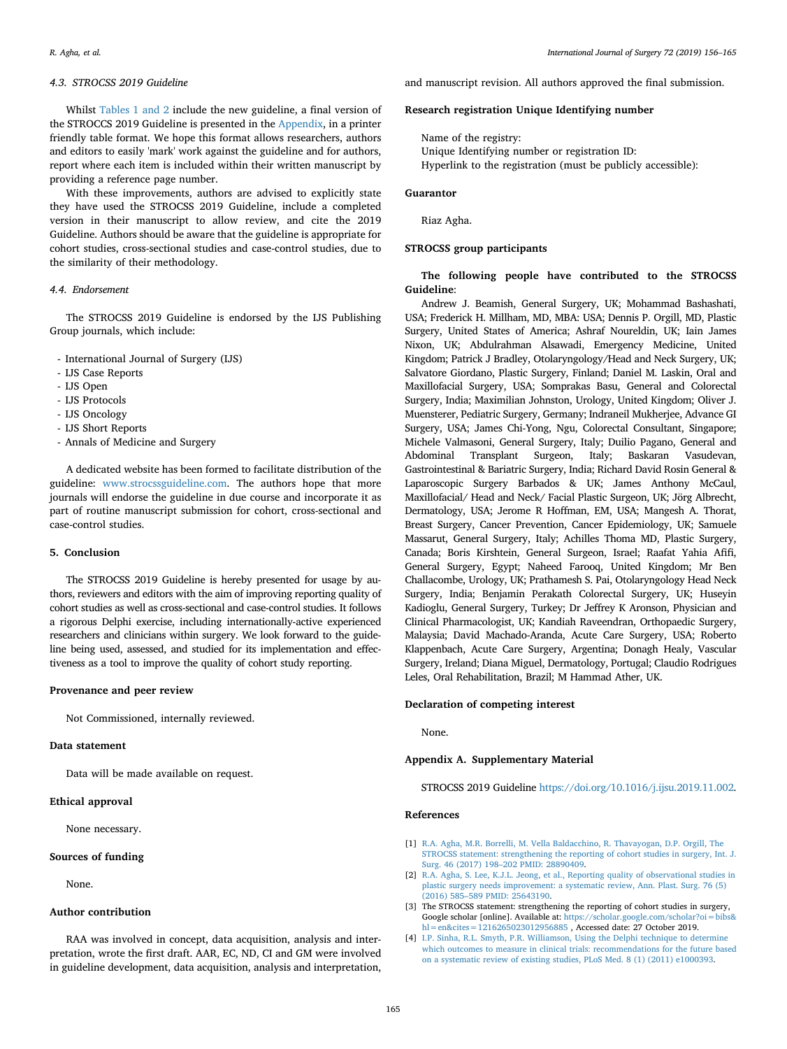### 4.3. STROCSS 2019 Guideline

Whilst Tables 1 and 2 include the new guideline, a final version of the STROCCS 2019 Guideline is presented in the Appendix, in a printer friendly table format. We hope this format allows researchers, authors and editors to easily 'mark' work against the guideline and for authors, report where each item is included within their written manuscript by providing a reference page number.

With these improvements, authors are advised to explicitly state they have used the STROCSS 2019 Guideline, include a completed version in their manuscript to allow review, and cite the 2019 Guideline. Authors should be aware that the guideline is appropriate for cohort studies, cross-sectional studies and case-control studies, due to the similarity of their methodology.

### 4.4. Endorsement

The STROCSS 2019 Guideline is endorsed by the IJS Publishing Group journals, which include:

- International Journal of Surgery (IJS)
- IJS Case Reports
- IJS Open
- IJS Protocols
- IJS Oncology
- IJS Short Reports
- Annals of Medicine and Surgery

A dedicated website has been formed to facilitate distribution of the guideline: www.strocssguideline.com. The authors hope that more journals will endorse the guideline in due course and incorporate it as part of routine manuscript submission for cohort, cross-sectional and case-control studies.

## 5. Conclusion

The STROCSS 2019 Guideline is hereby presented for usage by authors, reviewers and editors with the aim of improving reporting quality of cohort studies as well as cross-sectional and case-control studies. It follows a rigorous Delphi exercise, including internationally-active experienced researchers and clinicians within surgery. We look forward to the guideline being used, assessed, and studied for its implementation and effectiveness as a tool to improve the quality of cohort study reporting.

**Provenance and peer review**

Not Commissioned, internally reviewed.

**Data statement**

Data will be made available on request.

**Ethical approval**

None necessary.

**Sources of funding**

None.

**Author contribution**

RAA was involved in concept, data acquisition, analysis and interpretation, wrote the first draft. AAR, EC, ND, CI and GM were involved in guideline development, data acquisition, analysis and interpretation, and manuscript revision. All authors approved the final submission.

**Research registration Unique Identifying number**

Name of the registry:
Unique Identifying number or registration ID:
Hyperlink to the registration (must be publicly accessible):

**Guarantor**

Riaz Agha.

**STROCSS group participants**

**The following people have contributed to the STROCSS Guideline**:

Andrew J. Beamish, General Surgery, UK; Mohammad Bashashati, USA; Frederick H. Millham, MD, MBA: USA; Dennis P. Orgill, MD, Plastic Surgery, United States of America; Ashraf Noureldin, UK; Iain James Nixon, UK; Abdulrahman Alsawadi, Emergency Medicine, United Kingdom; Patrick J Bradley, Otolaryngology/Head and Neck Surgery, UK; Salvatore Giordano, Plastic Surgery, Finland; Daniel M. Laskin, Oral and Maxillofacial Surgery, USA; Somprakas Basu, General and Colorectal Surgery, India; Maximilian Johnston, Urology, United Kingdom; Oliver J. Muensterer, Pediatric Surgery, Germany; Indraneil Mukherjee, Advance GI Surgery, USA; James Chi-Yong, Ngu, Colorectal Consultant, Singapore; Michele Valmasoni, General Surgery, Italy; Duilio Pagano, General and Abdominal Transplant Surgeon, Italy; Baskaran Vasudevan, Gastrointestinal & Bariatric Surgery, India; Richard David Rosin General & Laparoscopic Surgery Barbados & UK; James Anthony McCaul, Maxillofacial/ Head and Neck/ Facial Plastic Surgeon, UK; Jörg Albrecht, Dermatology, USA; Jerome R Hoffman, EM, USA; Mangesh A. Thorat, Breast Surgery, Cancer Prevention, Cancer Epidemiology, UK; Samuele Massarut, General Surgery, Italy; Achilles Thoma MD, Plastic Surgery, Canada; Boris Kirshtein, General Surgeon, Israel; Raafat Yahia Afifi, General Surgery, Egypt; Naheed Farooq, United Kingdom; Mr Ben Challacombe, Urology, UK; Prathamesh S. Pai, Otolaryngology Head Neck Surgery, India; Benjamin Perakath Colorectal Surgery, UK; Huseyin Kadioglu, General Surgery, Turkey; Dr Jeffrey K Aronson, Physician and Clinical Pharmacologist, UK; Kandiah Raveendran, Orthopaedic Surgery, Malaysia; David Machado-Aranda, Acute Care Surgery, USA; Roberto Klappenbach, Acute Care Surgery, Argentina; Donagh Healy, Vascular Surgery, Ireland; Diana Miguel, Dermatology, Portugal; Claudio Rodrigues Leles, Oral Rehabilitation, Brazil; M Hammad Ather, UK.

**Declaration of competing interest**

None.

**Appendix A. Supplementary Material**

STROCSS 2019 Guideline https://doi.org/10.1016/j.ijsu.2019.11.002.

**References**

[1] R.A. Agha, M.R. Borrelli, M. Vella Baldacchino, R. Thavayogan, D.P. Orgill, The STROCSS statement: strengthening the reporting of cohort studies in surgery, Int. J. Surg. 46 (2017) 198–202 PMID: 28890409.

[2] R.A. Agha, S. Lee, K.J.L. Jeong, et al., Reporting quality of observational studies in plastic surgery needs improvement: a systematic review, Ann. Plast. Surg. 76 (5) (2016) 585–589 PMID: 25643190.

[3] The STROCSS statement: strengthening the reporting of cohort studies in surgery, Google scholar [online]. Available at: https://scholar.google.com/scholar?oi=bibs&hl=en&cites=1216265023012956885 , Accessed date: 27 October 2019.

[4] I.P. Sinha, R.L. Smyth, P.R. Williamson, Using the Delphi technique to determine which outcomes to measure in clinical trials: recommendations for the future based on a systematic review of existing studies, PLoS Med. 8 (1) (2011) e1000393.